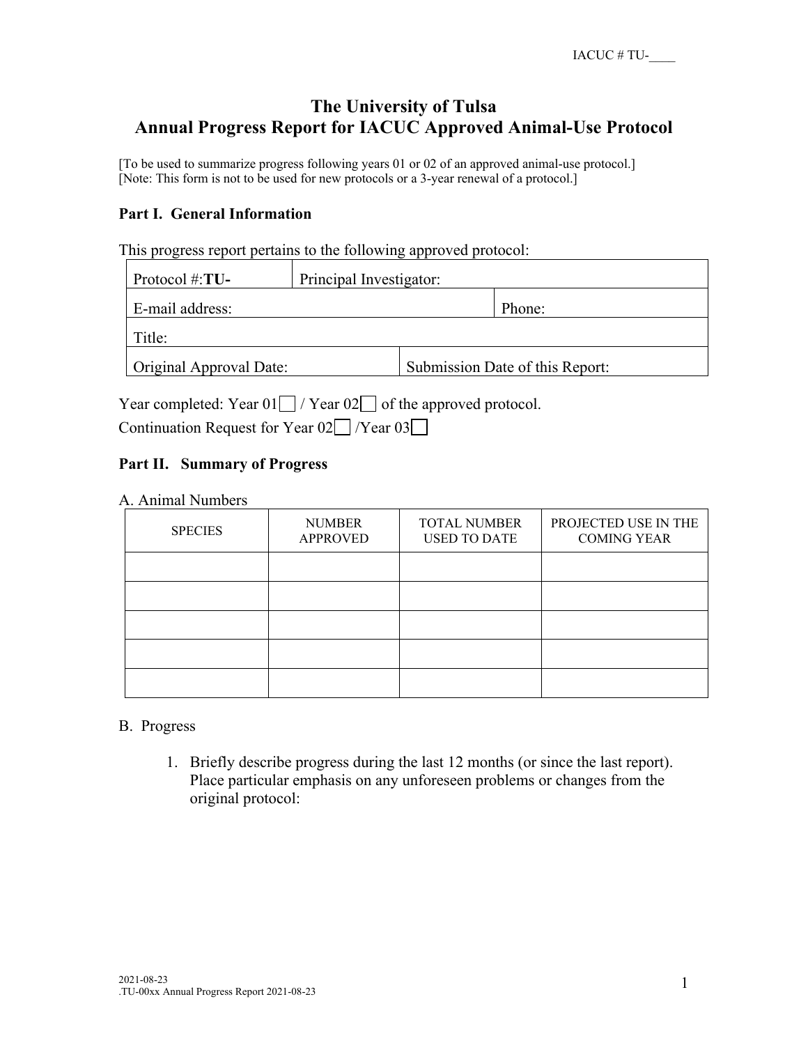IACUC # TU-____

# The University of Tulsa
# Annual Progress Report for IACUC Approved Animal-Use Protocol

[To be used to summarize progress following years 01 or 02 of an approved animal-use protocol.]
[Note: This form is not to be used for new protocols or a 3-year renewal of a protocol.]

## Part I. General Information

This progress report pertains to the following approved protocol:

| Protocol #:**TU-** | Principal Investigator: | |
|---|---|---|
| E-mail address: | | Phone: |
| Title: | | |
| Original Approval Date: | Submission Date of this Report: | |

Year completed: Year 01☐ / Year 02☐ of the approved protocol.

Continuation Request for Year 02☐ /Year 03☐

## Part II. Summary of Progress

A. Animal Numbers

| SPECIES | NUMBER APPROVED | TOTAL NUMBER USED TO DATE | PROJECTED USE IN THE COMING YEAR |
|---|---|---|---|
| | | | |
| | | | |
| | | | |
| | | | |
| | | | |

B. Progress

1. Briefly describe progress during the last 12 months (or since the last report). Place particular emphasis on any unforeseen problems or changes from the original protocol: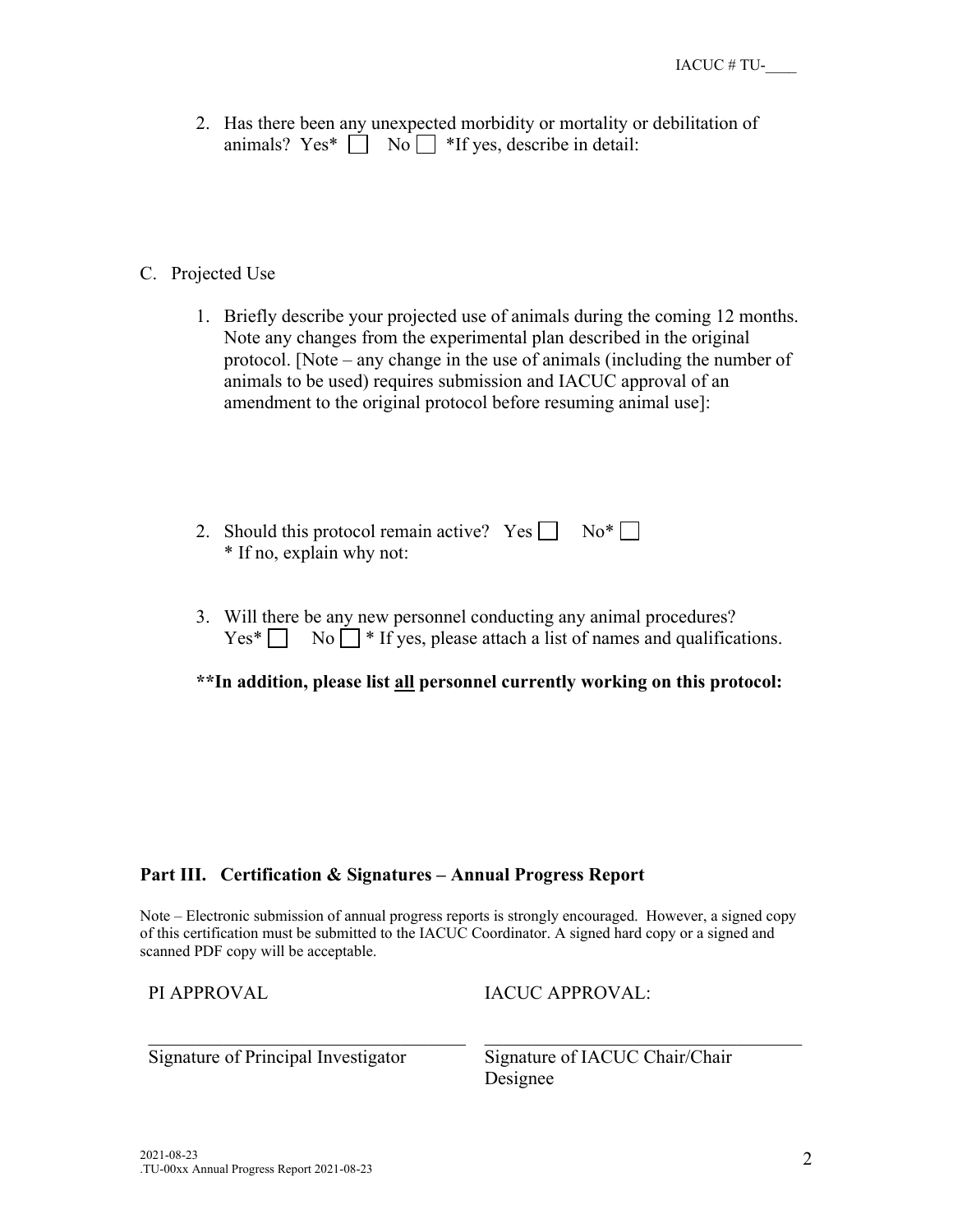2. Has there been any unexpected morbidity or mortality or debilitation of animals? Yes* ☐ No ☐ *If yes, describe in detail:

C. Projected Use

1. Briefly describe your projected use of animals during the coming 12 months. Note any changes from the experimental plan described in the original protocol. [Note – any change in the use of animals (including the number of animals to be used) requires submission and IACUC approval of an amendment to the original protocol before resuming animal use]:

2. Should this protocol remain active? Yes ☐ No* ☐
   * If no, explain why not:

3. Will there be any new personnel conducting any animal procedures? Yes* ☐ No ☐ * If yes, please attach a list of names and qualifications.

**\*\*In addition, please list <u>all</u> personnel currently working on this protocol:**

## Part III. Certification & Signatures – Annual Progress Report

Note – Electronic submission of annual progress reports is strongly encouraged. However, a signed copy of this certification must be submitted to the IACUC Coordinator. A signed hard copy or a signed and scanned PDF copy will be acceptable.

PI APPROVAL

_________________________________
Signature of Principal Investigator

IACUC APPROVAL:

_________________________________
Signature of IACUC Chair/Chair Designee

2021-08-23
.TU-00xx Annual Progress Report 2021-08-23